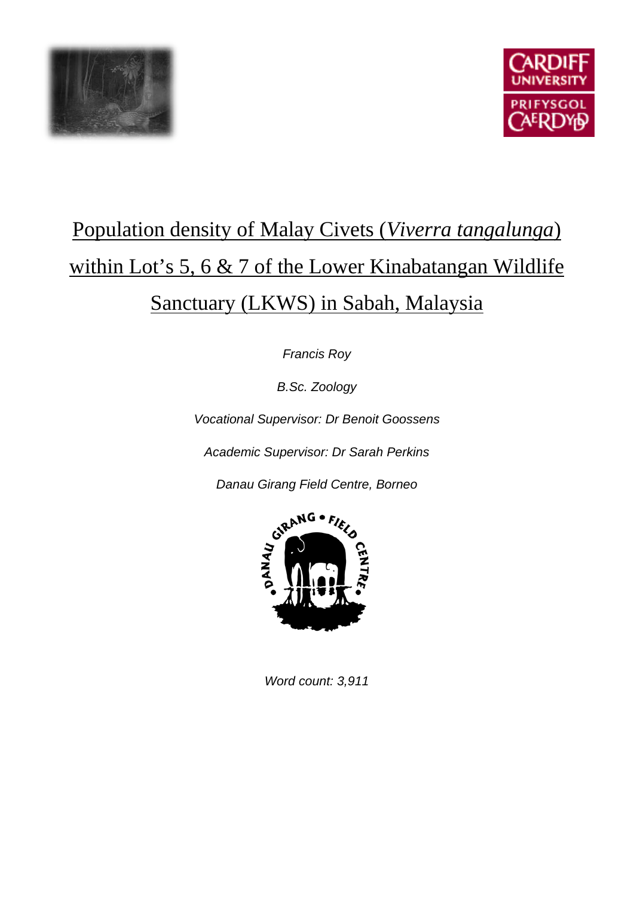# Population density of Malay Civets (*Viverra tangalunga*) within Lot's 5, 6 & 7 of the Lower Kinabatangan Wildlife Sanctuary (LKWS) in Sabah, Malaysia

*Francis Roy*

*B.Sc. Zoology*

*Vocational Supervisor: Dr Benoit Goossens*

*Academic Supervisor: Dr Sarah Perkins*

*Danau Girang Field Centre, Borneo*

*Word count: 3,911*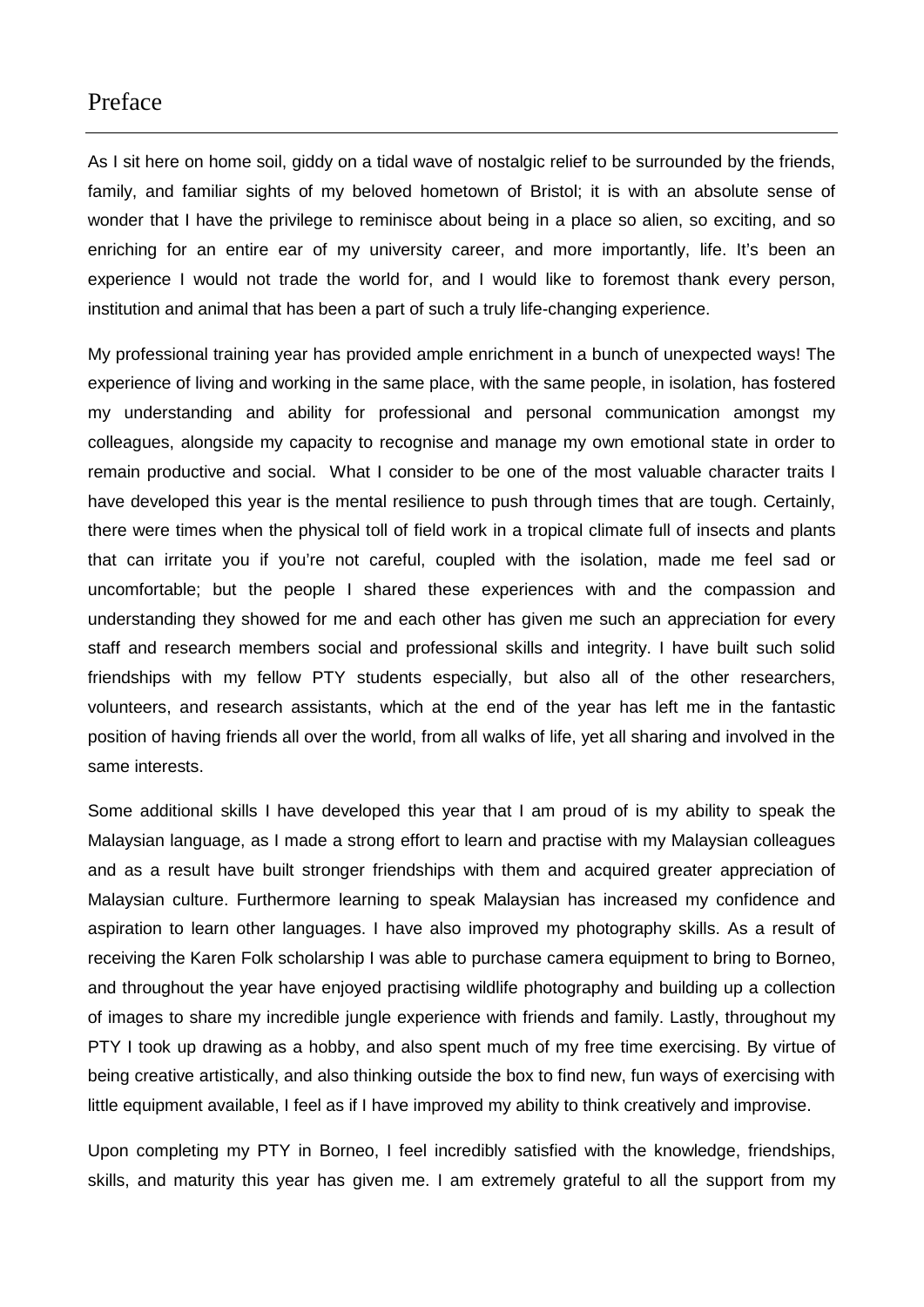# Preface

As I sit here on home soil, giddy on a tidal wave of nostalgic relief to be surrounded by the friends, family, and familiar sights of my beloved hometown of Bristol; it is with an absolute sense of wonder that I have the privilege to reminisce about being in a place so alien, so exciting, and so enriching for an entire ear of my university career, and more importantly, life. It's been an experience I would not trade the world for, and I would like to foremost thank every person, institution and animal that has been a part of such a truly life-changing experience.

My professional training year has provided ample enrichment in a bunch of unexpected ways! The experience of living and working in the same place, with the same people, in isolation, has fostered my understanding and ability for professional and personal communication amongst my colleagues, alongside my capacity to recognise and manage my own emotional state in order to remain productive and social. What I consider to be one of the most valuable character traits I have developed this year is the mental resilience to push through times that are tough. Certainly, there were times when the physical toll of field work in a tropical climate full of insects and plants that can irritate you if you're not careful, coupled with the isolation, made me feel sad or uncomfortable; but the people I shared these experiences with and the compassion and understanding they showed for me and each other has given me such an appreciation for every staff and research members social and professional skills and integrity. I have built such solid friendships with my fellow PTY students especially, but also all of the other researchers, volunteers, and research assistants, which at the end of the year has left me in the fantastic position of having friends all over the world, from all walks of life, yet all sharing and involved in the same interests.

Some additional skills I have developed this year that I am proud of is my ability to speak the Malaysian language, as I made a strong effort to learn and practise with my Malaysian colleagues and as a result have built stronger friendships with them and acquired greater appreciation of Malaysian culture. Furthermore learning to speak Malaysian has increased my confidence and aspiration to learn other languages. I have also improved my photography skills. As a result of receiving the Karen Folk scholarship I was able to purchase camera equipment to bring to Borneo, and throughout the year have enjoyed practising wildlife photography and building up a collection of images to share my incredible jungle experience with friends and family. Lastly, throughout my PTY I took up drawing as a hobby, and also spent much of my free time exercising. By virtue of being creative artistically, and also thinking outside the box to find new, fun ways of exercising with little equipment available, I feel as if I have improved my ability to think creatively and improvise.

Upon completing my PTY in Borneo, I feel incredibly satisfied with the knowledge, friendships, skills, and maturity this year has given me. I am extremely grateful to all the support from my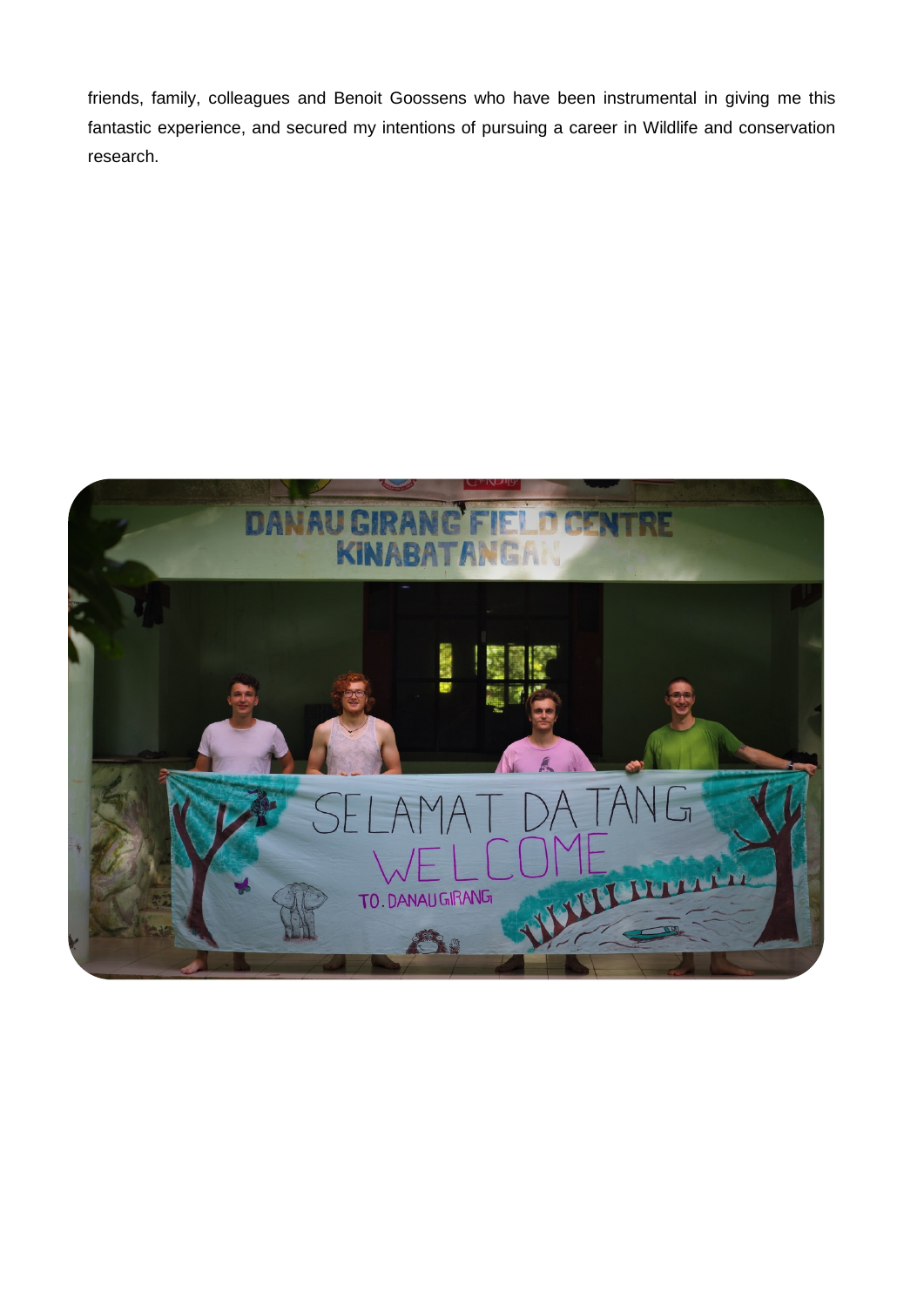friends, family, colleagues and Benoit Goossens who have been instrumental in giving me this fantastic experience, and secured my intentions of pursuing a career in Wildlife and conservation research.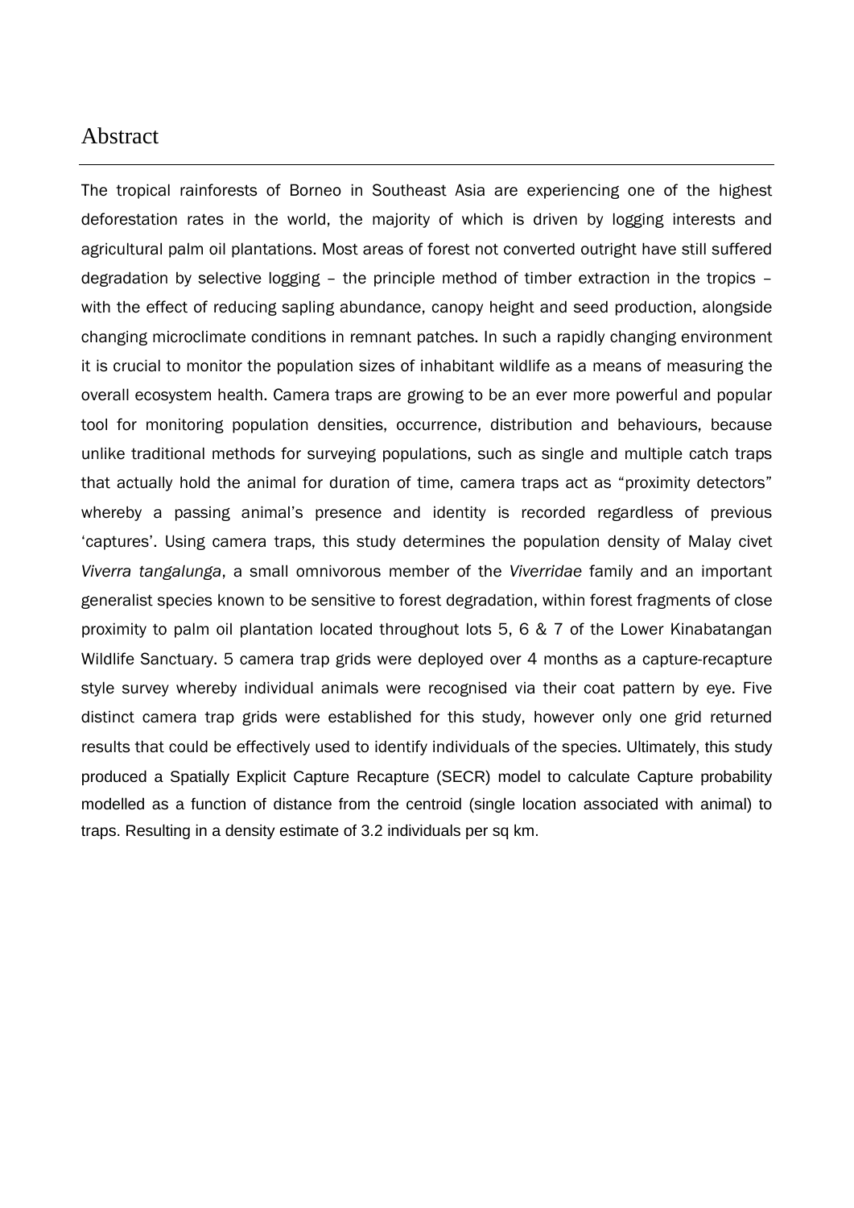# Abstract

The tropical rainforests of Borneo in Southeast Asia are experiencing one of the highest deforestation rates in the world, the majority of which is driven by logging interests and agricultural palm oil plantations. Most areas of forest not converted outright have still suffered degradation by selective logging – the principle method of timber extraction in the tropics – with the effect of reducing sapling abundance, canopy height and seed production, alongside changing microclimate conditions in remnant patches. In such a rapidly changing environment it is crucial to monitor the population sizes of inhabitant wildlife as a means of measuring the overall ecosystem health. Camera traps are growing to be an ever more powerful and popular tool for monitoring population densities, occurrence, distribution and behaviours, because unlike traditional methods for surveying populations, such as single and multiple catch traps that actually hold the animal for duration of time, camera traps act as "proximity detectors" whereby a passing animal's presence and identity is recorded regardless of previous 'captures'. Using camera traps, this study determines the population density of Malay civet *Viverra tangalunga*, a small omnivorous member of the *Viverridae* family and an important generalist species known to be sensitive to forest degradation, within forest fragments of close proximity to palm oil plantation located throughout lots 5, 6 & 7 of the Lower Kinabatangan Wildlife Sanctuary. 5 camera trap grids were deployed over 4 months as a capture-recapture style survey whereby individual animals were recognised via their coat pattern by eye. Five distinct camera trap grids were established for this study, however only one grid returned results that could be effectively used to identify individuals of the species. Ultimately, this study produced a Spatially Explicit Capture Recapture (SECR) model to calculate Capture probability modelled as a function of distance from the centroid (single location associated with animal) to traps. Resulting in a density estimate of 3.2 individuals per sq km.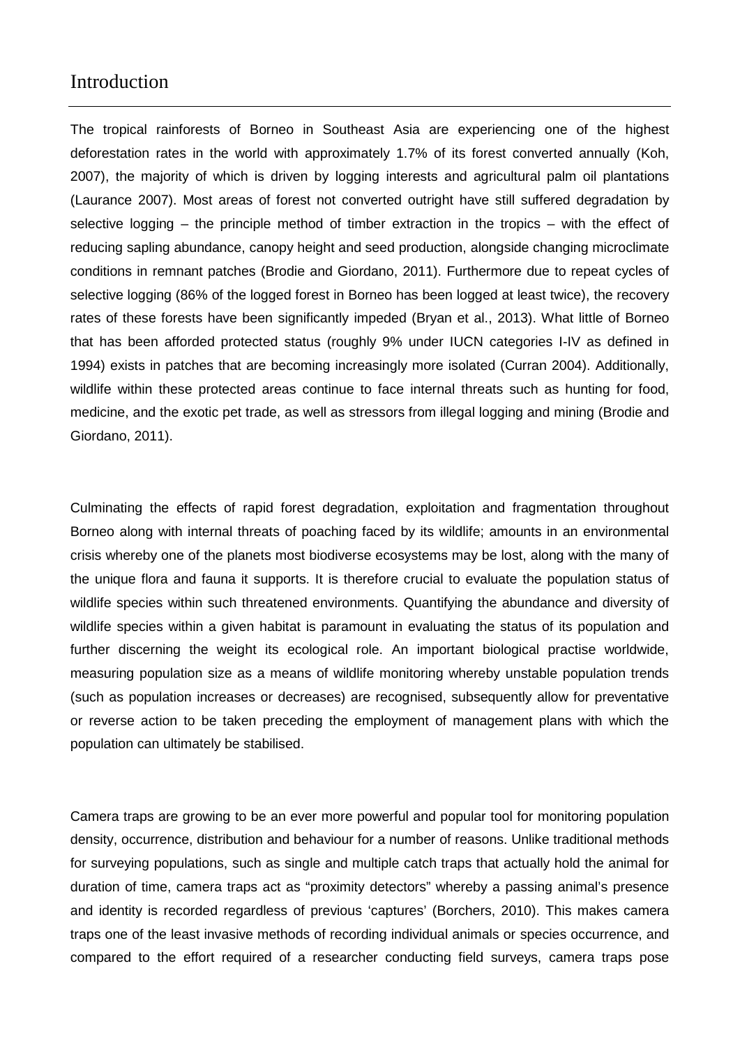# Introduction

The tropical rainforests of Borneo in Southeast Asia are experiencing one of the highest deforestation rates in the world with approximately 1.7% of its forest converted annually (Koh, 2007), the majority of which is driven by logging interests and agricultural palm oil plantations (Laurance 2007). Most areas of forest not converted outright have still suffered degradation by selective logging – the principle method of timber extraction in the tropics – with the effect of reducing sapling abundance, canopy height and seed production, alongside changing microclimate conditions in remnant patches (Brodie and Giordano, 2011). Furthermore due to repeat cycles of selective logging (86% of the logged forest in Borneo has been logged at least twice), the recovery rates of these forests have been significantly impeded (Bryan et al., 2013). What little of Borneo that has been afforded protected status (roughly 9% under IUCN categories I-IV as defined in 1994) exists in patches that are becoming increasingly more isolated (Curran 2004). Additionally, wildlife within these protected areas continue to face internal threats such as hunting for food, medicine, and the exotic pet trade, as well as stressors from illegal logging and mining (Brodie and Giordano, 2011).

Culminating the effects of rapid forest degradation, exploitation and fragmentation throughout Borneo along with internal threats of poaching faced by its wildlife; amounts in an environmental crisis whereby one of the planets most biodiverse ecosystems may be lost, along with the many of the unique flora and fauna it supports. It is therefore crucial to evaluate the population status of wildlife species within such threatened environments. Quantifying the abundance and diversity of wildlife species within a given habitat is paramount in evaluating the status of its population and further discerning the weight its ecological role. An important biological practise worldwide, measuring population size as a means of wildlife monitoring whereby unstable population trends (such as population increases or decreases) are recognised, subsequently allow for preventative or reverse action to be taken preceding the employment of management plans with which the population can ultimately be stabilised.

Camera traps are growing to be an ever more powerful and popular tool for monitoring population density, occurrence, distribution and behaviour for a number of reasons. Unlike traditional methods for surveying populations, such as single and multiple catch traps that actually hold the animal for duration of time, camera traps act as "proximity detectors" whereby a passing animal's presence and identity is recorded regardless of previous 'captures' (Borchers, 2010). This makes camera traps one of the least invasive methods of recording individual animals or species occurrence, and compared to the effort required of a researcher conducting field surveys, camera traps pose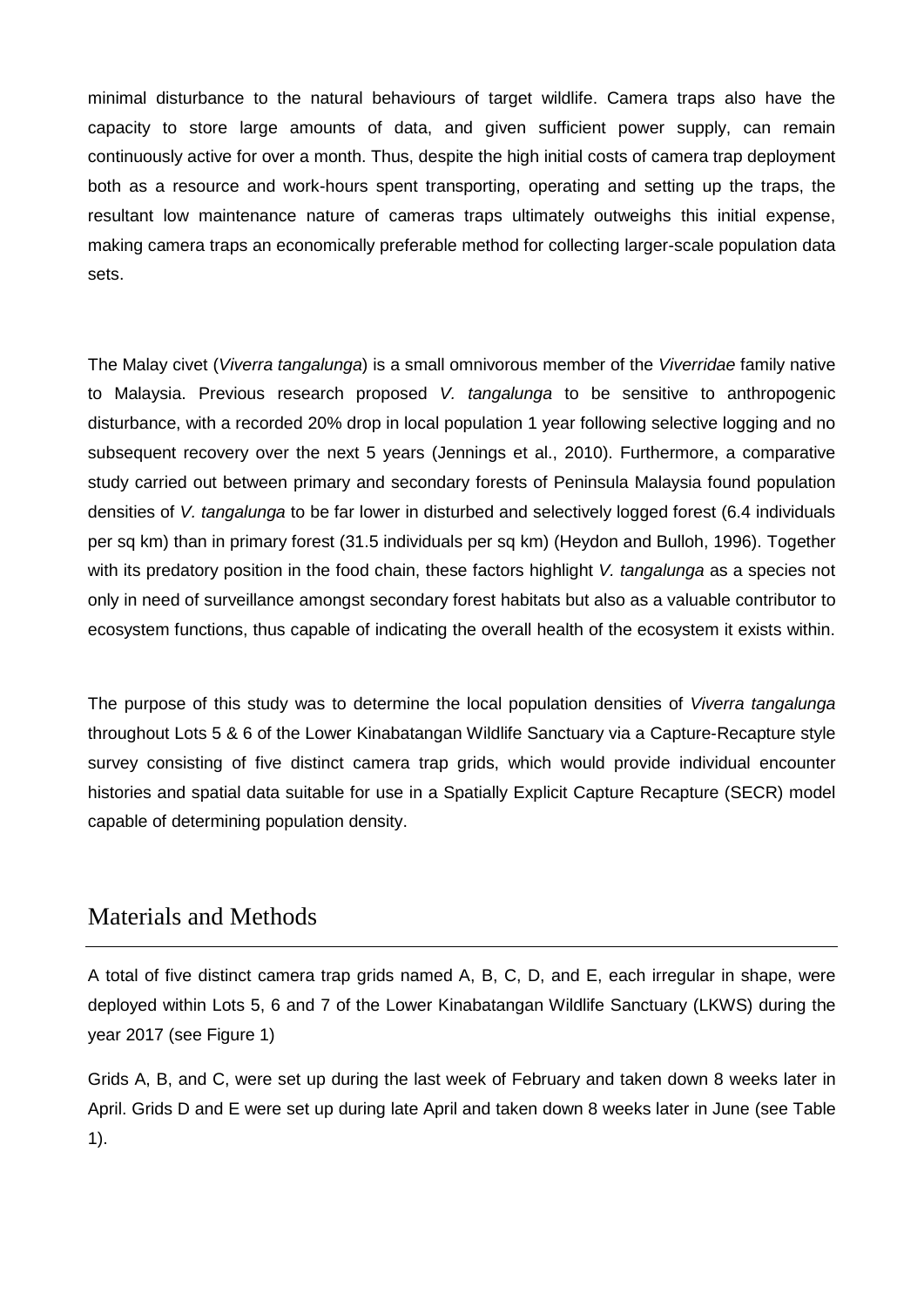minimal disturbance to the natural behaviours of target wildlife. Camera traps also have the capacity to store large amounts of data, and given sufficient power supply, can remain continuously active for over a month. Thus, despite the high initial costs of camera trap deployment both as a resource and work-hours spent transporting, operating and setting up the traps, the resultant low maintenance nature of cameras traps ultimately outweighs this initial expense, making camera traps an economically preferable method for collecting larger-scale population data sets.

The Malay civet (*Viverra tangalunga*) is a small omnivorous member of the *Viverridae* family native to Malaysia. Previous research proposed *V. tangalunga* to be sensitive to anthropogenic disturbance, with a recorded 20% drop in local population 1 year following selective logging and no subsequent recovery over the next 5 years (Jennings et al., 2010). Furthermore, a comparative study carried out between primary and secondary forests of Peninsula Malaysia found population densities of *V. tangalunga* to be far lower in disturbed and selectively logged forest (6.4 individuals per sq km) than in primary forest (31.5 individuals per sq km) (Heydon and Bulloh, 1996). Together with its predatory position in the food chain, these factors highlight *V. tangalunga* as a species not only in need of surveillance amongst secondary forest habitats but also as a valuable contributor to ecosystem functions, thus capable of indicating the overall health of the ecosystem it exists within.

The purpose of this study was to determine the local population densities of *Viverra tangalunga* throughout Lots 5 & 6 of the Lower Kinabatangan Wildlife Sanctuary via a Capture-Recapture style survey consisting of five distinct camera trap grids, which would provide individual encounter histories and spatial data suitable for use in a Spatially Explicit Capture Recapture (SECR) model capable of determining population density.

## Materials and Methods

A total of five distinct camera trap grids named A, B, C, D, and E, each irregular in shape, were deployed within Lots 5, 6 and 7 of the Lower Kinabatangan Wildlife Sanctuary (LKWS) during the year 2017 (see Figure 1)

Grids A, B, and C, were set up during the last week of February and taken down 8 weeks later in April. Grids D and E were set up during late April and taken down 8 weeks later in June (see Table 1).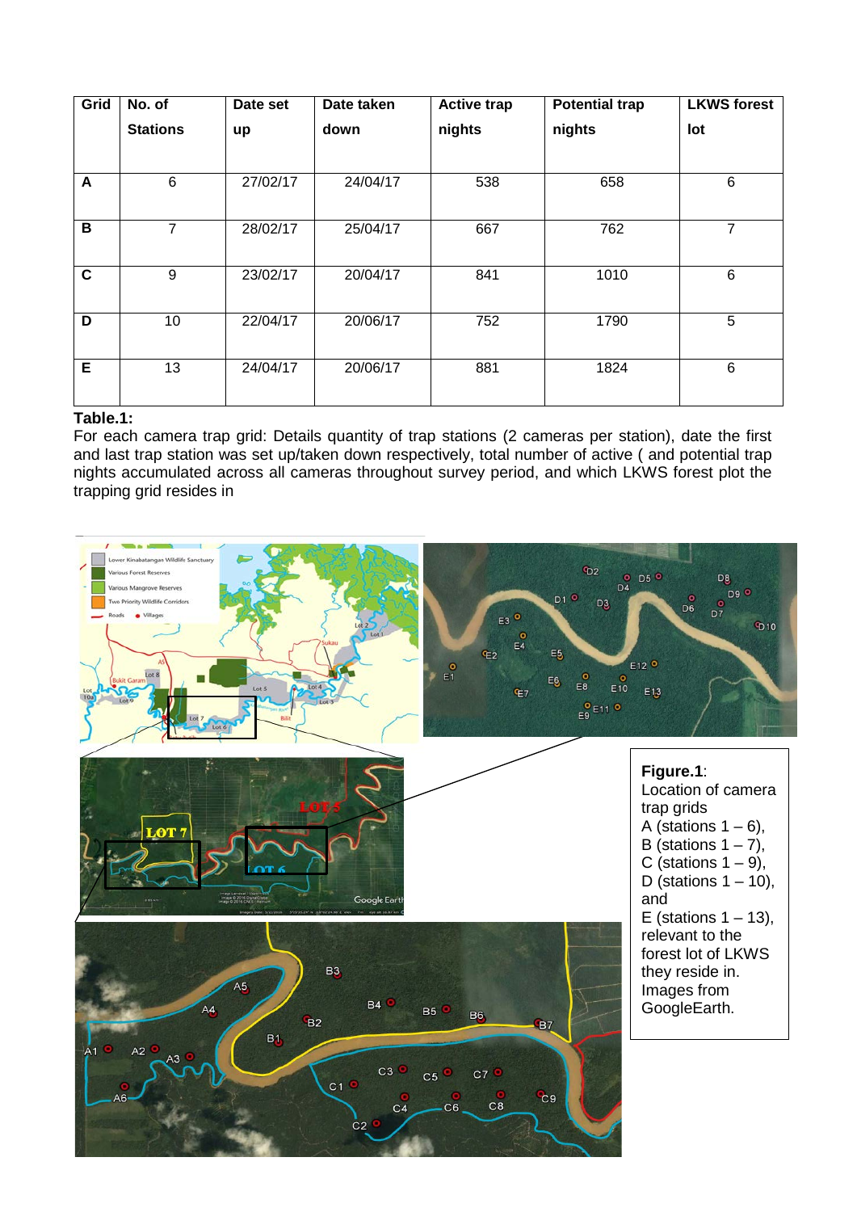| Grid | No. of Stations | Date set up | Date taken down | Active trap nights | Potential trap nights | LKWS forest lot |
|---|---|---|---|---|---|---|
| **A** | 6 | 27/02/17 | 24/04/17 | 538 | 658 | 6 |
| **B** | 7 | 28/02/17 | 25/04/17 | 667 | 762 | 7 |
| **C** | 9 | 23/02/17 | 20/04/17 | 841 | 1010 | 6 |
| **D** | 10 | 22/04/17 | 20/06/17 | 752 | 1790 | 5 |
| **E** | 13 | 24/04/17 | 20/06/17 | 881 | 1824 | 6 |

**Table.1:**

For each camera trap grid: Details quantity of trap stations (2 cameras per station), date the first and last trap station was set up/taken down respectively, total number of active ( and potential trap nights accumulated across all cameras throughout survey period, and which LKWS forest plot the trapping grid resides in

**Figure.1**: Location of camera trap grids A (stations 1 – 6), B (stations 1 – 7), C (stations 1 – 9), D (stations 1 – 10), and E (stations 1 – 13), relevant to the forest lot of LKWS they reside in. Images from GoogleEarth.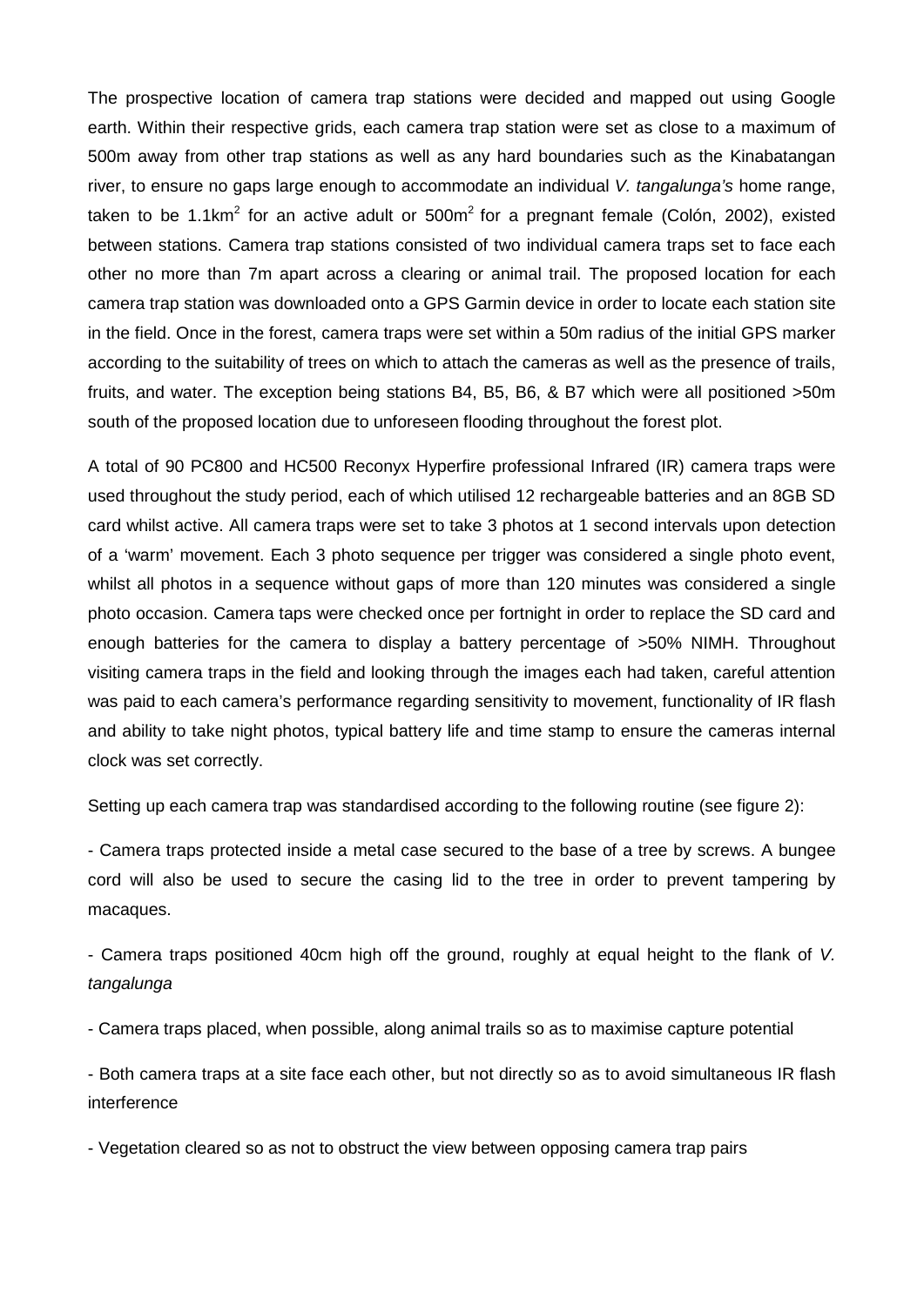The prospective location of camera trap stations were decided and mapped out using Google earth. Within their respective grids, each camera trap station were set as close to a maximum of 500m away from other trap stations as well as any hard boundaries such as the Kinabatangan river, to ensure no gaps large enough to accommodate an individual *V. tangalunga's* home range, taken to be $1.1km^2$ for an active adult or $500m^2$ for a pregnant female (Colón, 2002), existed between stations. Camera trap stations consisted of two individual camera traps set to face each other no more than 7m apart across a clearing or animal trail. The proposed location for each camera trap station was downloaded onto a GPS Garmin device in order to locate each station site in the field. Once in the forest, camera traps were set within a 50m radius of the initial GPS marker according to the suitability of trees on which to attach the cameras as well as the presence of trails, fruits, and water. The exception being stations B4, B5, B6, & B7 which were all positioned >50m south of the proposed location due to unforeseen flooding throughout the forest plot.

A total of 90 PC800 and HC500 Reconyx Hyperfire professional Infrared (IR) camera traps were used throughout the study period, each of which utilised 12 rechargeable batteries and an 8GB SD card whilst active. All camera traps were set to take 3 photos at 1 second intervals upon detection of a 'warm' movement. Each 3 photo sequence per trigger was considered a single photo event, whilst all photos in a sequence without gaps of more than 120 minutes was considered a single photo occasion. Camera taps were checked once per fortnight in order to replace the SD card and enough batteries for the camera to display a battery percentage of >50% NIMH. Throughout visiting camera traps in the field and looking through the images each had taken, careful attention was paid to each camera's performance regarding sensitivity to movement, functionality of IR flash and ability to take night photos, typical battery life and time stamp to ensure the cameras internal clock was set correctly.

Setting up each camera trap was standardised according to the following routine (see figure 2):

- Camera traps protected inside a metal case secured to the base of a tree by screws. A bungee cord will also be used to secure the casing lid to the tree in order to prevent tampering by macaques.

- Camera traps positioned 40cm high off the ground, roughly at equal height to the flank of *V. tangalunga*

- Camera traps placed, when possible, along animal trails so as to maximise capture potential

- Both camera traps at a site face each other, but not directly so as to avoid simultaneous IR flash interference

- Vegetation cleared so as not to obstruct the view between opposing camera trap pairs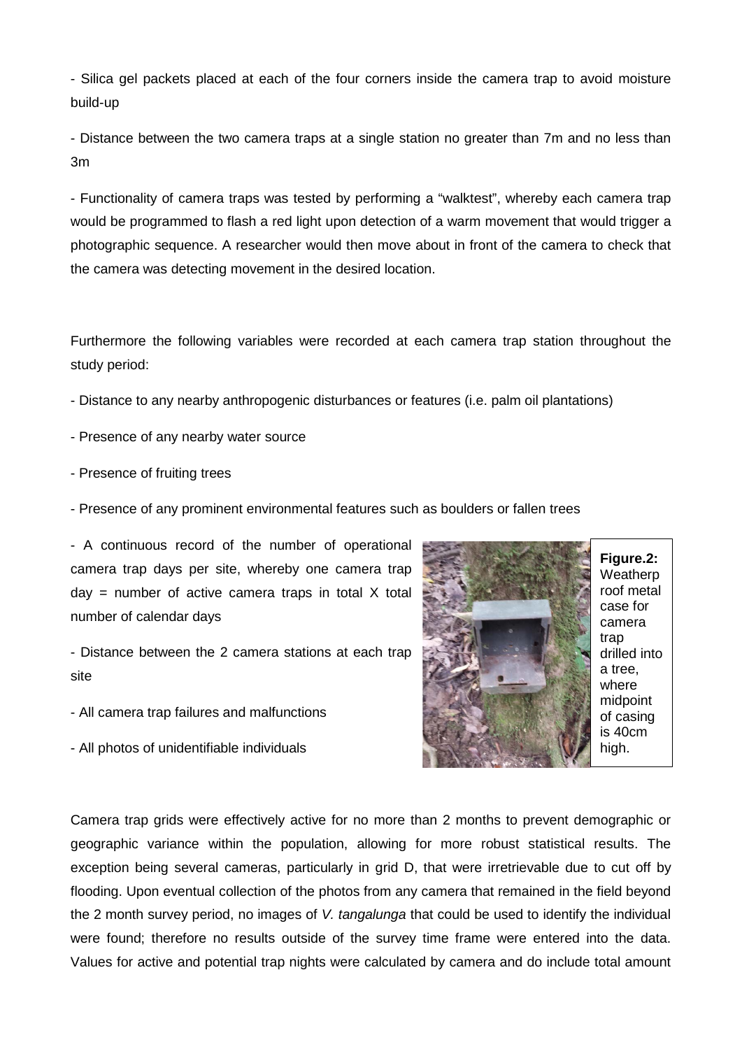- Silica gel packets placed at each of the four corners inside the camera trap to avoid moisture build-up

- Distance between the two camera traps at a single station no greater than 7m and no less than 3m

- Functionality of camera traps was tested by performing a "walktest", whereby each camera trap would be programmed to flash a red light upon detection of a warm movement that would trigger a photographic sequence. A researcher would then move about in front of the camera to check that the camera was detecting movement in the desired location.

Furthermore the following variables were recorded at each camera trap station throughout the study period:

- Distance to any nearby anthropogenic disturbances or features (i.e. palm oil plantations)

- Presence of any nearby water source

- Presence of fruiting trees

- Presence of any prominent environmental features such as boulders or fallen trees

- A continuous record of the number of operational camera trap days per site, whereby one camera trap day = number of active camera traps in total X total number of calendar days

- Distance between the 2 camera stations at each trap site

- All camera trap failures and malfunctions

- All photos of unidentifiable individuals

**Figure.2:** Weatherproof metal case for camera trap drilled into a tree, where midpoint of casing is 40cm high.

Camera trap grids were effectively active for no more than 2 months to prevent demographic or geographic variance within the population, allowing for more robust statistical results. The exception being several cameras, particularly in grid D, that were irretrievable due to cut off by flooding. Upon eventual collection of the photos from any camera that remained in the field beyond the 2 month survey period, no images of *V. tangalunga* that could be used to identify the individual were found; therefore no results outside of the survey time frame were entered into the data. Values for active and potential trap nights were calculated by camera and do include total amount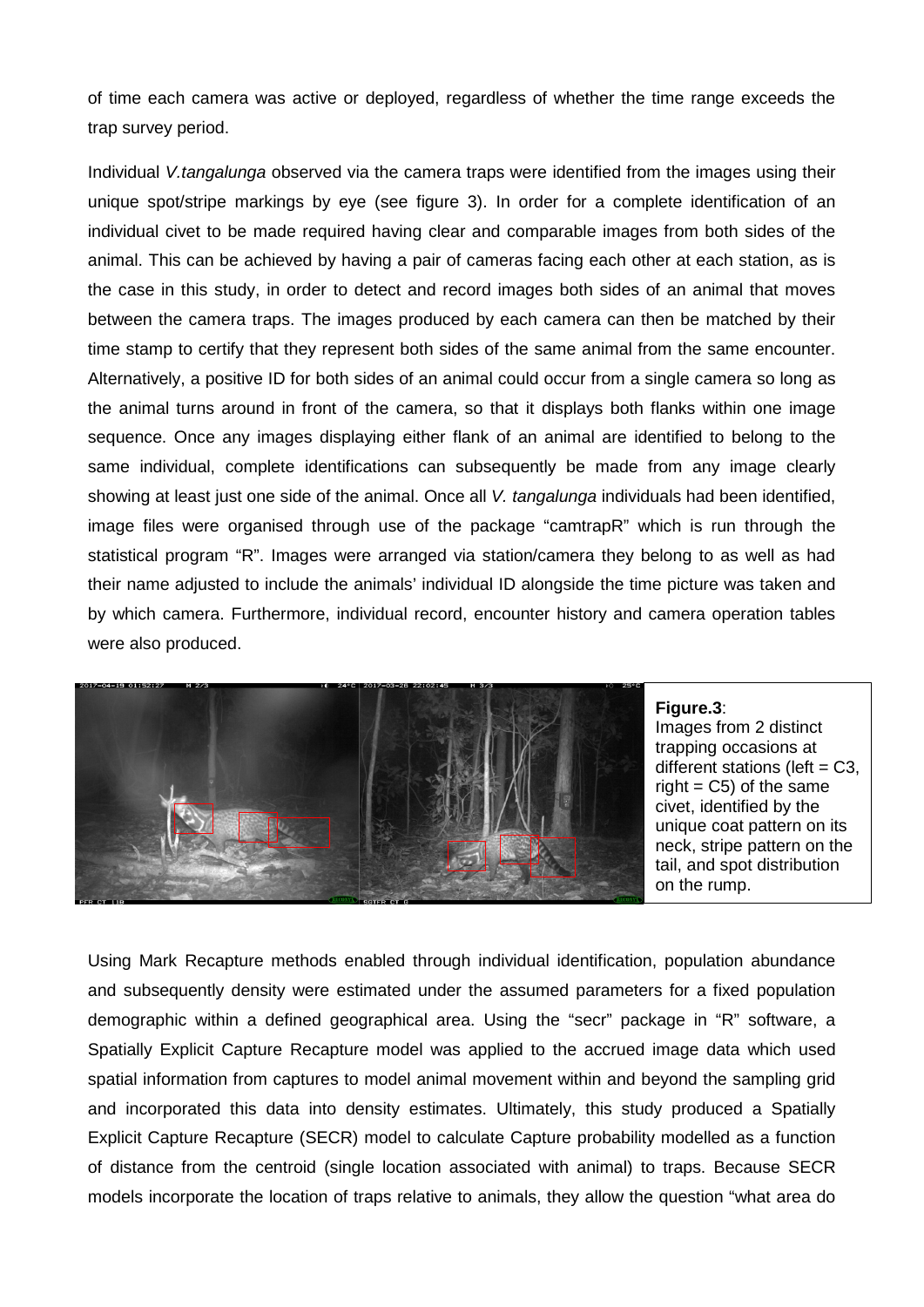of time each camera was active or deployed, regardless of whether the time range exceeds the trap survey period.

Individual *V.tangalunga* observed via the camera traps were identified from the images using their unique spot/stripe markings by eye (see figure 3). In order for a complete identification of an individual civet to be made required having clear and comparable images from both sides of the animal. This can be achieved by having a pair of cameras facing each other at each station, as is the case in this study, in order to detect and record images both sides of an animal that moves between the camera traps. The images produced by each camera can then be matched by their time stamp to certify that they represent both sides of the same animal from the same encounter. Alternatively, a positive ID for both sides of an animal could occur from a single camera so long as the animal turns around in front of the camera, so that it displays both flanks within one image sequence. Once any images displaying either flank of an animal are identified to belong to the same individual, complete identifications can subsequently be made from any image clearly showing at least just one side of the animal. Once all *V. tangalunga* individuals had been identified, image files were organised through use of the package "camtrapR" which is run through the statistical program "R". Images were arranged via station/camera they belong to as well as had their name adjusted to include the animals' individual ID alongside the time picture was taken and by which camera. Furthermore, individual record, encounter history and camera operation tables were also produced.

**Figure.3**: Images from 2 distinct trapping occasions at different stations (left = C3, right = C5) of the same civet, identified by the unique coat pattern on its neck, stripe pattern on the tail, and spot distribution on the rump.

Using Mark Recapture methods enabled through individual identification, population abundance and subsequently density were estimated under the assumed parameters for a fixed population demographic within a defined geographical area. Using the "secr" package in "R" software, a Spatially Explicit Capture Recapture model was applied to the accrued image data which used spatial information from captures to model animal movement within and beyond the sampling grid and incorporated this data into density estimates. Ultimately, this study produced a Spatially Explicit Capture Recapture (SECR) model to calculate Capture probability modelled as a function of distance from the centroid (single location associated with animal) to traps. Because SECR models incorporate the location of traps relative to animals, they allow the question "what area do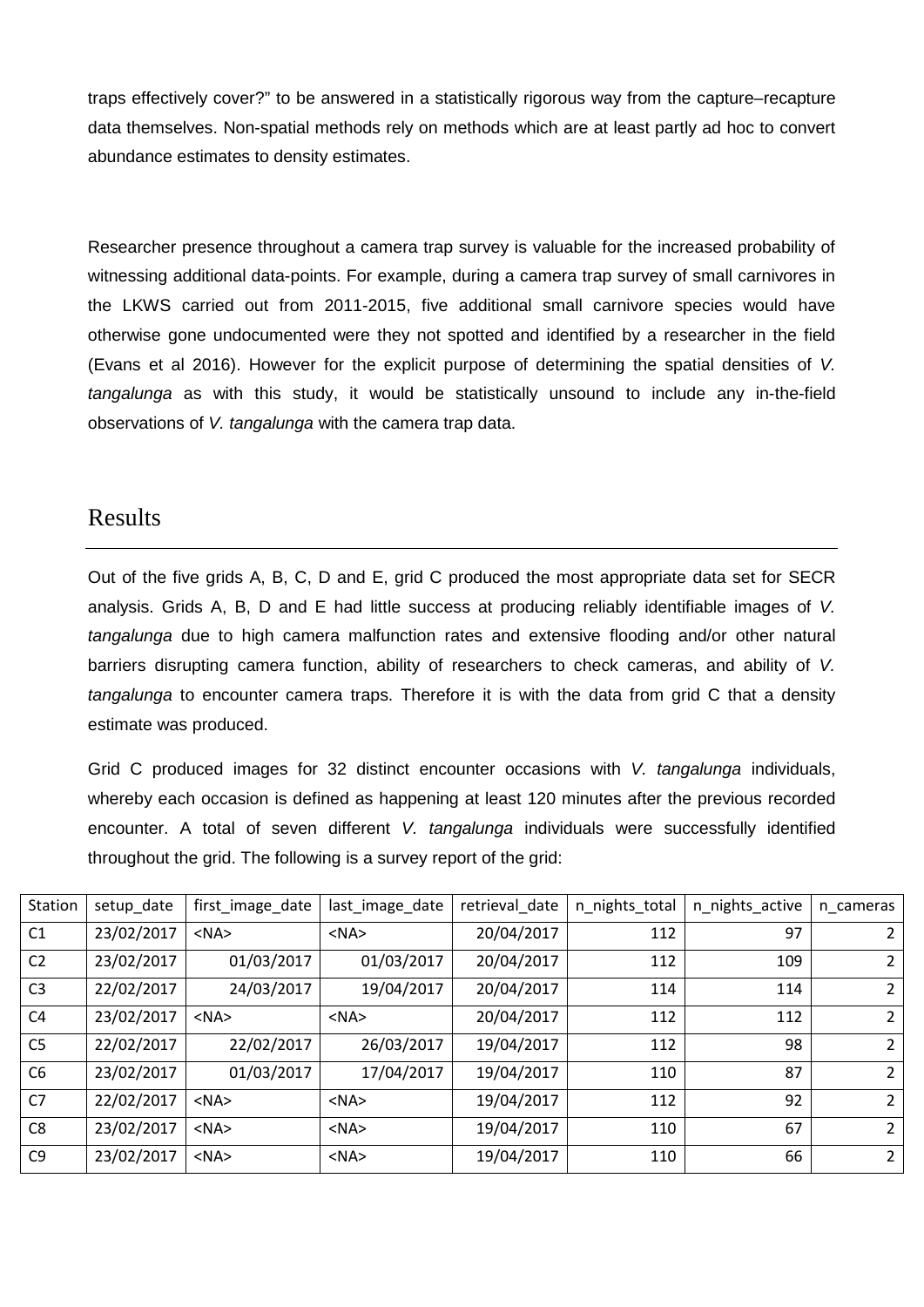traps effectively cover?" to be answered in a statistically rigorous way from the capture–recapture data themselves. Non-spatial methods rely on methods which are at least partly ad hoc to convert abundance estimates to density estimates.

Researcher presence throughout a camera trap survey is valuable for the increased probability of witnessing additional data-points. For example, during a camera trap survey of small carnivores in the LKWS carried out from 2011-2015, five additional small carnivore species would have otherwise gone undocumented were they not spotted and identified by a researcher in the field (Evans et al 2016). However for the explicit purpose of determining the spatial densities of *V. tangalunga* as with this study, it would be statistically unsound to include any in-the-field observations of *V. tangalunga* with the camera trap data.

## Results

Out of the five grids A, B, C, D and E, grid C produced the most appropriate data set for SECR analysis. Grids A, B, D and E had little success at producing reliably identifiable images of *V. tangalunga* due to high camera malfunction rates and extensive flooding and/or other natural barriers disrupting camera function, ability of researchers to check cameras, and ability of *V. tangalunga* to encounter camera traps. Therefore it is with the data from grid C that a density estimate was produced.

Grid C produced images for 32 distinct encounter occasions with *V. tangalunga* individuals, whereby each occasion is defined as happening at least 120 minutes after the previous recorded encounter. A total of seven different *V. tangalunga* individuals were successfully identified throughout the grid. The following is a survey report of the grid:

| Station | setup_date | first_image_date | last_image_date | retrieval_date | n_nights_total | n_nights_active | n_cameras |
|---|---|---|---|---|---|---|---|
| C1 | 23/02/2017 | <NA> | <NA> | 20/04/2017 | 112 | 97 | 2 |
| C2 | 23/02/2017 | 01/03/2017 | 01/03/2017 | 20/04/2017 | 112 | 109 | 2 |
| C3 | 22/02/2017 | 24/03/2017 | 19/04/2017 | 20/04/2017 | 114 | 114 | 2 |
| C4 | 23/02/2017 | <NA> | <NA> | 20/04/2017 | 112 | 112 | 2 |
| C5 | 22/02/2017 | 22/02/2017 | 26/03/2017 | 19/04/2017 | 112 | 98 | 2 |
| C6 | 23/02/2017 | 01/03/2017 | 17/04/2017 | 19/04/2017 | 110 | 87 | 2 |
| C7 | 22/02/2017 | <NA> | <NA> | 19/04/2017 | 112 | 92 | 2 |
| C8 | 23/02/2017 | <NA> | <NA> | 19/04/2017 | 110 | 67 | 2 |
| C9 | 23/02/2017 | <NA> | <NA> | 19/04/2017 | 110 | 66 | 2 |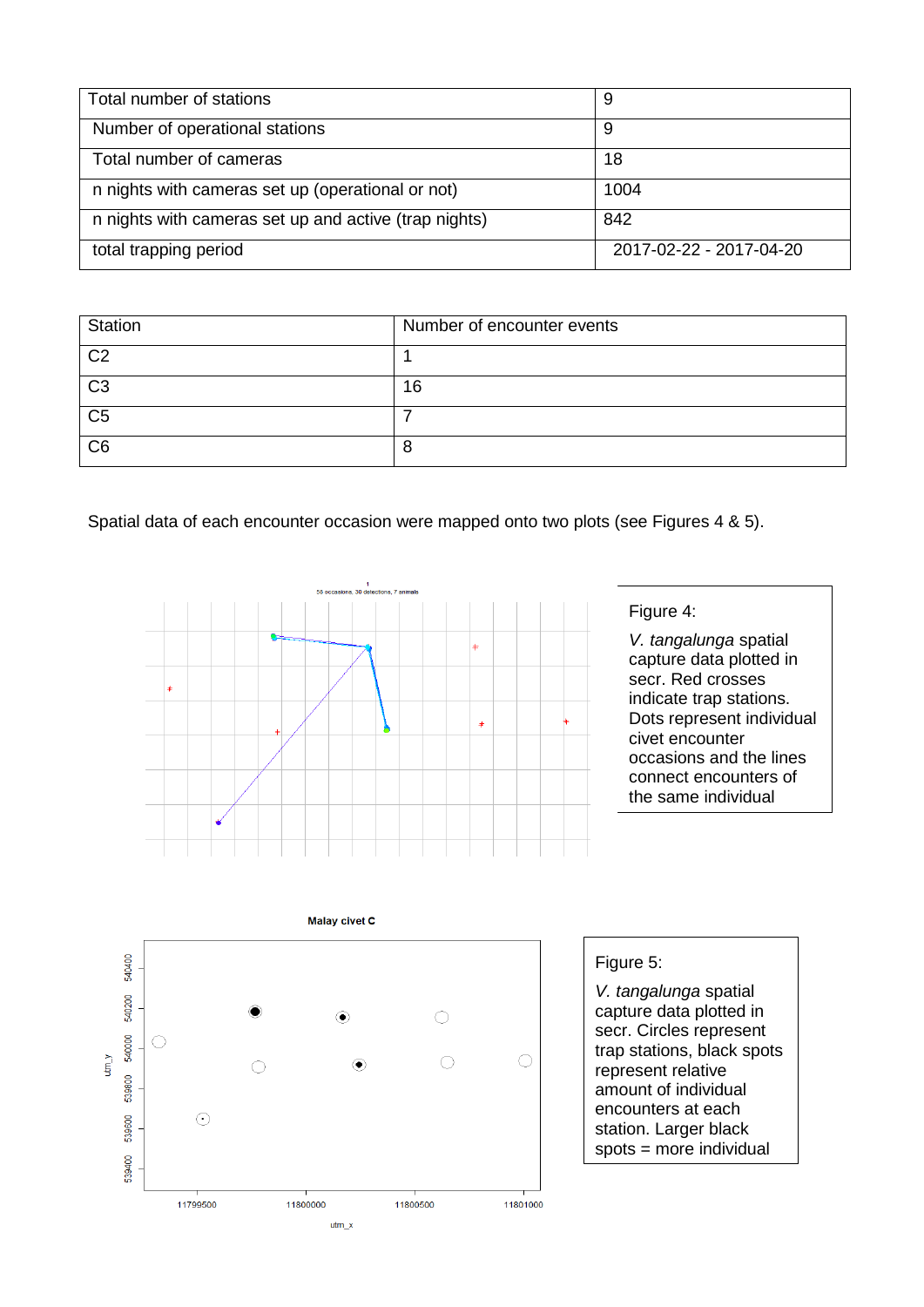| Total number of stations | 9 |
|---|---|
| Number of operational stations | 9 |
| Total number of cameras | 18 |
| n nights with cameras set up (operational or not) | 1004 |
| n nights with cameras set up and active (trap nights) | 842 |
| total trapping period | 2017-02-22 - 2017-04-20 |

| Station | Number of encounter events |
|---|---|
| C2 | 1 |
| C3 | 16 |
| C5 | 7 |
| C6 | 8 |

Spatial data of each encounter occasion were mapped onto two plots (see Figures 4 & 5).

Figure 4:

*V. tangalunga* spatial capture data plotted in secr. Red crosses indicate trap stations. Dots represent individual civet encounter occasions and the lines connect encounters of the same individual

Figure 5:

*V. tangalunga* spatial capture data plotted in secr. Circles represent trap stations, black spots represent relative amount of individual encounters at each station. Larger black spots = more individual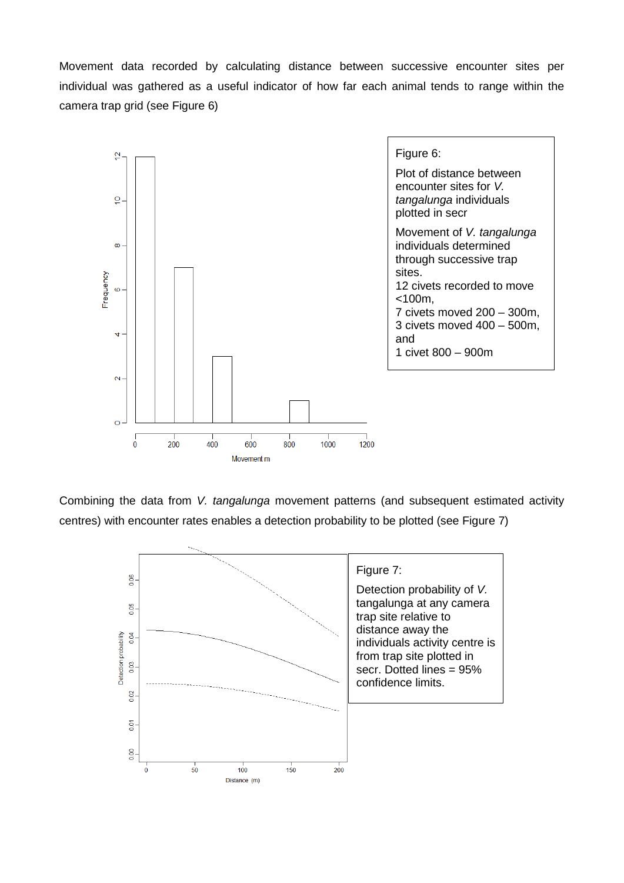Movement data recorded by calculating distance between successive encounter sites per individual was gathered as a useful indicator of how far each animal tends to range within the camera trap grid (see Figure 6)

Figure 6:

Plot of distance between encounter sites for *V. tangalunga* individuals plotted in secr

Movement of *V. tangalunga* individuals determined through successive trap sites.
12 civets recorded to move <100m,
7 civets moved 200 – 300m,
3 civets moved 400 – 500m, and
1 civet 800 – 900m

Combining the data from *V. tangalunga* movement patterns (and subsequent estimated activity centres) with encounter rates enables a detection probability to be plotted (see Figure 7)

Figure 7:

Detection probability of *V.* tangalunga at any camera trap site relative to distance away the individuals activity centre is from trap site plotted in secr. Dotted lines = 95% confidence limits.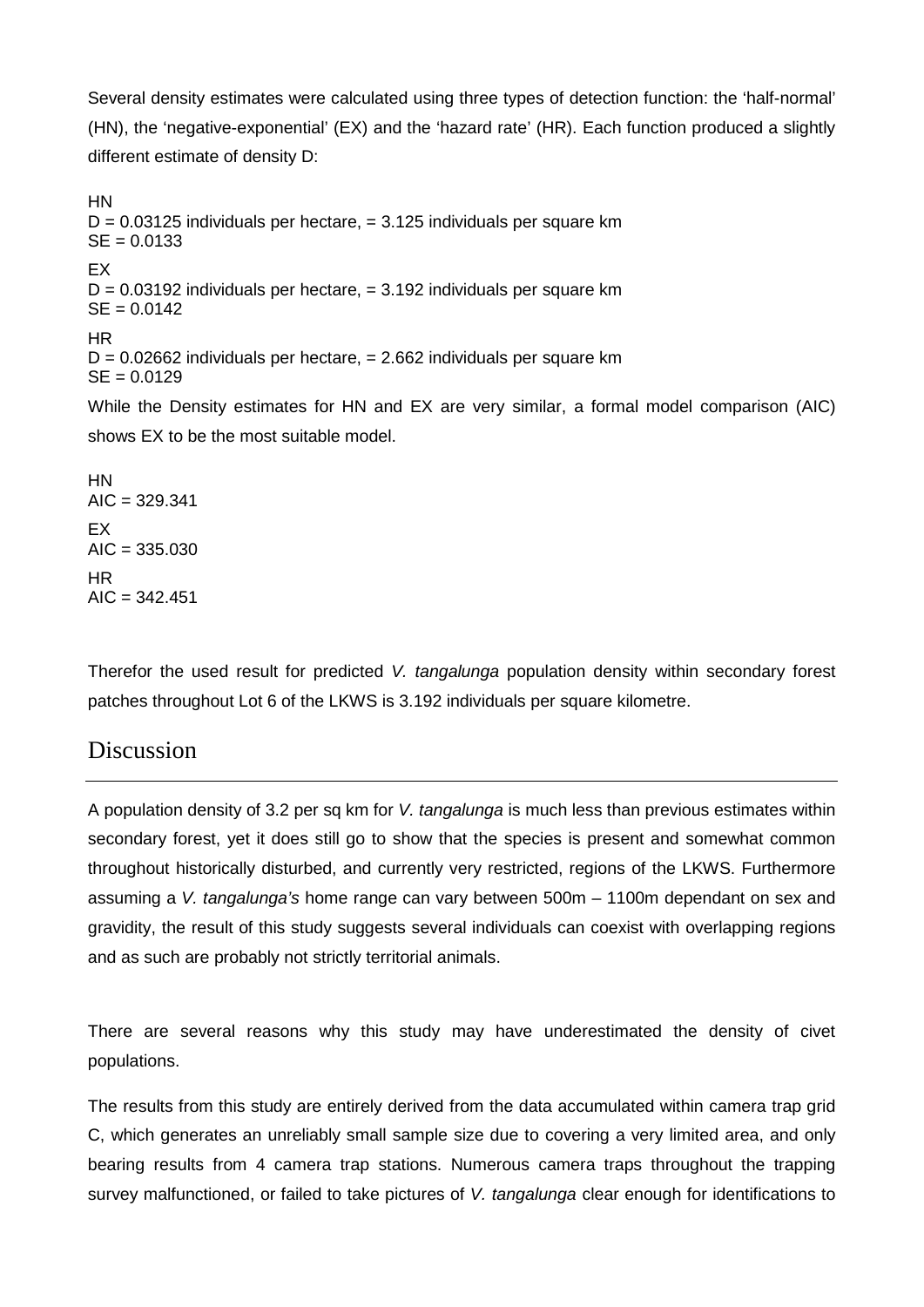Several density estimates were calculated using three types of detection function: the 'half-normal' (HN), the 'negative-exponential' (EX) and the 'hazard rate' (HR). Each function produced a slightly different estimate of density D:

HN
D = 0.03125 individuals per hectare, = 3.125 individuals per square km
SE = 0.0133

EX
D = 0.03192 individuals per hectare, = 3.192 individuals per square km
SE = 0.0142

HR
D = 0.02662 individuals per hectare, = 2.662 individuals per square km
SE = 0.0129

While the Density estimates for HN and EX are very similar, a formal model comparison (AIC) shows EX to be the most suitable model.

HN
AIC = 329.341

EX
AIC = 335.030

HR
AIC = 342.451

Therefor the used result for predicted *V. tangalunga* population density within secondary forest patches throughout Lot 6 of the LKWS is 3.192 individuals per square kilometre.

## Discussion

A population density of 3.2 per sq km for *V. tangalunga* is much less than previous estimates within secondary forest, yet it does still go to show that the species is present and somewhat common throughout historically disturbed, and currently very restricted, regions of the LKWS. Furthermore assuming a *V. tangalunga's* home range can vary between 500m – 1100m dependant on sex and gravidity, the result of this study suggests several individuals can coexist with overlapping regions and as such are probably not strictly territorial animals.

There are several reasons why this study may have underestimated the density of civet populations.

The results from this study are entirely derived from the data accumulated within camera trap grid C, which generates an unreliably small sample size due to covering a very limited area, and only bearing results from 4 camera trap stations. Numerous camera traps throughout the trapping survey malfunctioned, or failed to take pictures of *V. tangalunga* clear enough for identifications to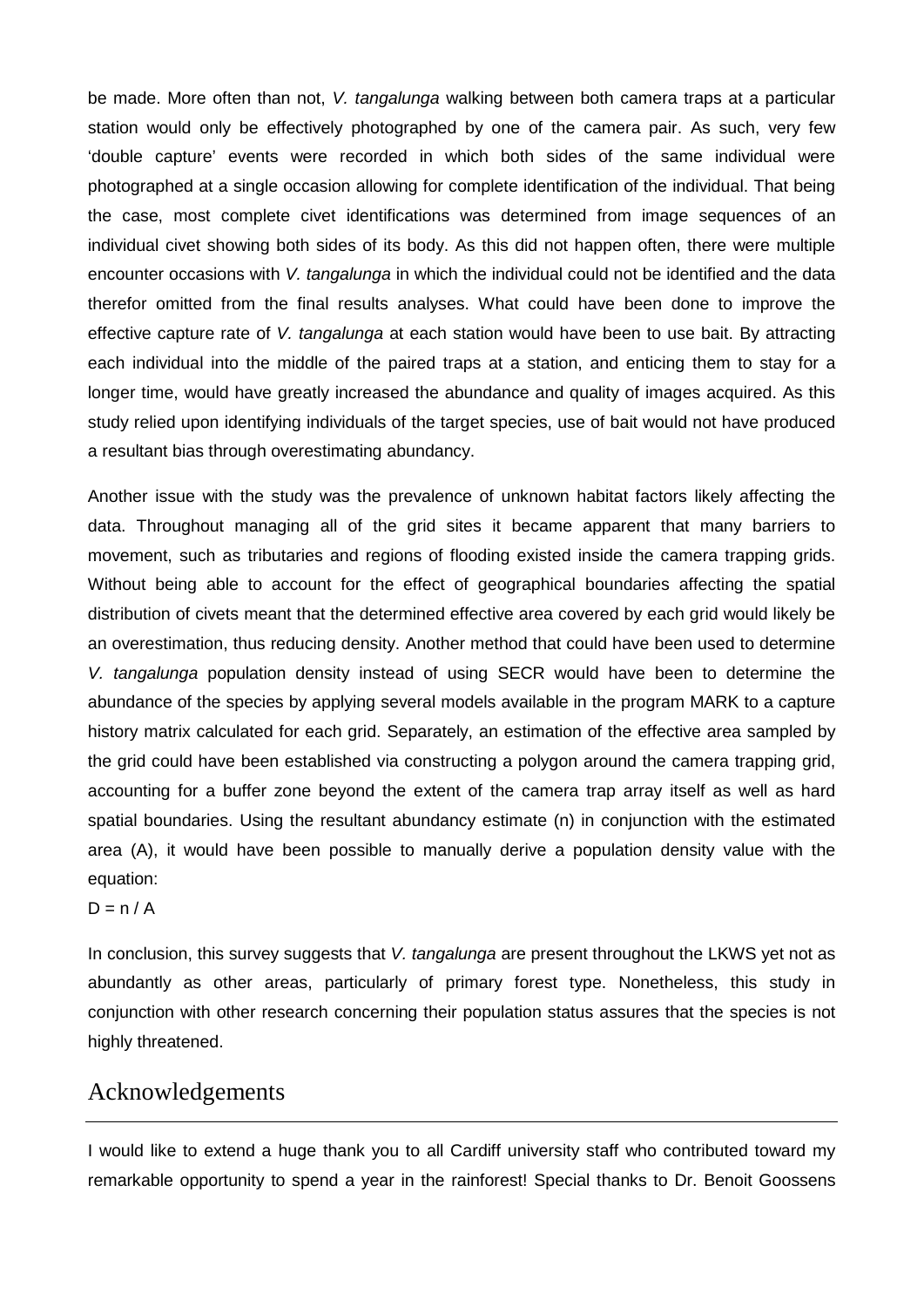be made. More often than not, *V. tangalunga* walking between both camera traps at a particular station would only be effectively photographed by one of the camera pair. As such, very few 'double capture' events were recorded in which both sides of the same individual were photographed at a single occasion allowing for complete identification of the individual. That being the case, most complete civet identifications was determined from image sequences of an individual civet showing both sides of its body. As this did not happen often, there were multiple encounter occasions with *V. tangalunga* in which the individual could not be identified and the data therefor omitted from the final results analyses. What could have been done to improve the effective capture rate of *V. tangalunga* at each station would have been to use bait. By attracting each individual into the middle of the paired traps at a station, and enticing them to stay for a longer time, would have greatly increased the abundance and quality of images acquired. As this study relied upon identifying individuals of the target species, use of bait would not have produced a resultant bias through overestimating abundancy.

Another issue with the study was the prevalence of unknown habitat factors likely affecting the data. Throughout managing all of the grid sites it became apparent that many barriers to movement, such as tributaries and regions of flooding existed inside the camera trapping grids. Without being able to account for the effect of geographical boundaries affecting the spatial distribution of civets meant that the determined effective area covered by each grid would likely be an overestimation, thus reducing density. Another method that could have been used to determine *V. tangalunga* population density instead of using SECR would have been to determine the abundance of the species by applying several models available in the program MARK to a capture history matrix calculated for each grid. Separately, an estimation of the effective area sampled by the grid could have been established via constructing a polygon around the camera trapping grid, accounting for a buffer zone beyond the extent of the camera trap array itself as well as hard spatial boundaries. Using the resultant abundancy estimate ($n$) in conjunction with the estimated area ($A$), it would have been possible to manually derive a population density value with the equation:

$$D = n / A$$

In conclusion, this survey suggests that *V. tangalunga* are present throughout the LKWS yet not as abundantly as other areas, particularly of primary forest type. Nonetheless, this study in conjunction with other research concerning their population status assures that the species is not highly threatened.

# Acknowledgements

I would like to extend a huge thank you to all Cardiff university staff who contributed toward my remarkable opportunity to spend a year in the rainforest! Special thanks to Dr. Benoit Goossens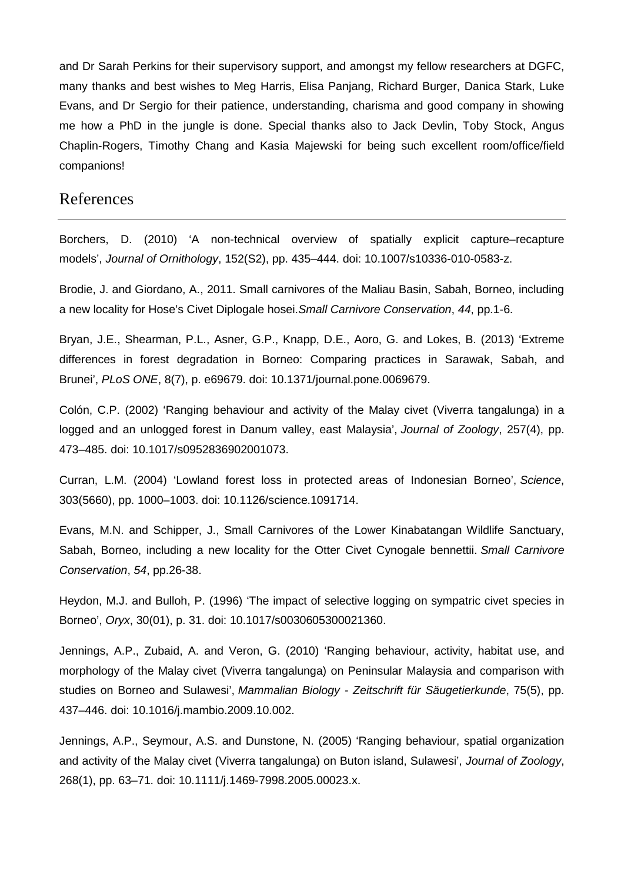and Dr Sarah Perkins for their supervisory support, and amongst my fellow researchers at DGFC, many thanks and best wishes to Meg Harris, Elisa Panjang, Richard Burger, Danica Stark, Luke Evans, and Dr Sergio for their patience, understanding, charisma and good company in showing me how a PhD in the jungle is done. Special thanks also to Jack Devlin, Toby Stock, Angus Chaplin-Rogers, Timothy Chang and Kasia Majewski for being such excellent room/office/field companions!

## References

Borchers, D. (2010) 'A non-technical overview of spatially explicit capture–recapture models', *Journal of Ornithology*, 152(S2), pp. 435–444. doi: 10.1007/s10336-010-0583-z.

Brodie, J. and Giordano, A., 2011. Small carnivores of the Maliau Basin, Sabah, Borneo, including a new locality for Hose's Civet Diplogale hosei.*Small Carnivore Conservation*, *44*, pp.1-6.

Bryan, J.E., Shearman, P.L., Asner, G.P., Knapp, D.E., Aoro, G. and Lokes, B. (2013) 'Extreme differences in forest degradation in Borneo: Comparing practices in Sarawak, Sabah, and Brunei', *PLoS ONE*, 8(7), p. e69679. doi: 10.1371/journal.pone.0069679.

Colón, C.P. (2002) 'Ranging behaviour and activity of the Malay civet (Viverra tangalunga) in a logged and an unlogged forest in Danum valley, east Malaysia', *Journal of Zoology*, 257(4), pp. 473–485. doi: 10.1017/s0952836902001073.

Curran, L.M. (2004) 'Lowland forest loss in protected areas of Indonesian Borneo', *Science*, 303(5660), pp. 1000–1003. doi: 10.1126/science.1091714.

Evans, M.N. and Schipper, J., Small Carnivores of the Lower Kinabatangan Wildlife Sanctuary, Sabah, Borneo, including a new locality for the Otter Civet Cynogale bennettii. *Small Carnivore Conservation*, *54*, pp.26-38.

Heydon, M.J. and Bulloh, P. (1996) 'The impact of selective logging on sympatric civet species in Borneo', *Oryx*, 30(01), p. 31. doi: 10.1017/s0030605300021360.

Jennings, A.P., Zubaid, A. and Veron, G. (2010) 'Ranging behaviour, activity, habitat use, and morphology of the Malay civet (Viverra tangalunga) on Peninsular Malaysia and comparison with studies on Borneo and Sulawesi', *Mammalian Biology - Zeitschrift für Säugetierkunde*, 75(5), pp. 437–446. doi: 10.1016/j.mambio.2009.10.002.

Jennings, A.P., Seymour, A.S. and Dunstone, N. (2005) 'Ranging behaviour, spatial organization and activity of the Malay civet (Viverra tangalunga) on Buton island, Sulawesi', *Journal of Zoology*, 268(1), pp. 63–71. doi: 10.1111/j.1469-7998.2005.00023.x.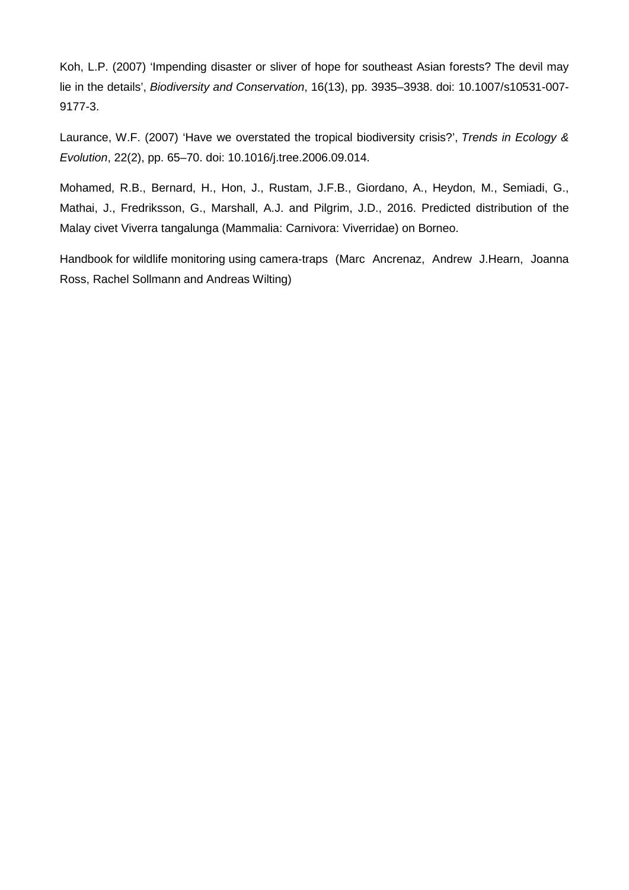Koh, L.P. (2007) ‘Impending disaster or sliver of hope for southeast Asian forests? The devil may lie in the details’, *Biodiversity and Conservation*, 16(13), pp. 3935–3938. doi: 10.1007/s10531-007-9177-3.

Laurance, W.F. (2007) ‘Have we overstated the tropical biodiversity crisis?’, *Trends in Ecology & Evolution*, 22(2), pp. 65–70. doi: 10.1016/j.tree.2006.09.014.

Mohamed, R.B., Bernard, H., Hon, J., Rustam, J.F.B., Giordano, A., Heydon, M., Semiadi, G., Mathai, J., Fredriksson, G., Marshall, A.J. and Pilgrim, J.D., 2016. Predicted distribution of the Malay civet Viverra tangalunga (Mammalia: Carnivora: Viverridae) on Borneo.

Handbook for wildlife monitoring using camera-traps (Marc Ancrenaz, Andrew J.Hearn, Joanna Ross, Rachel Sollmann and Andreas Wilting)